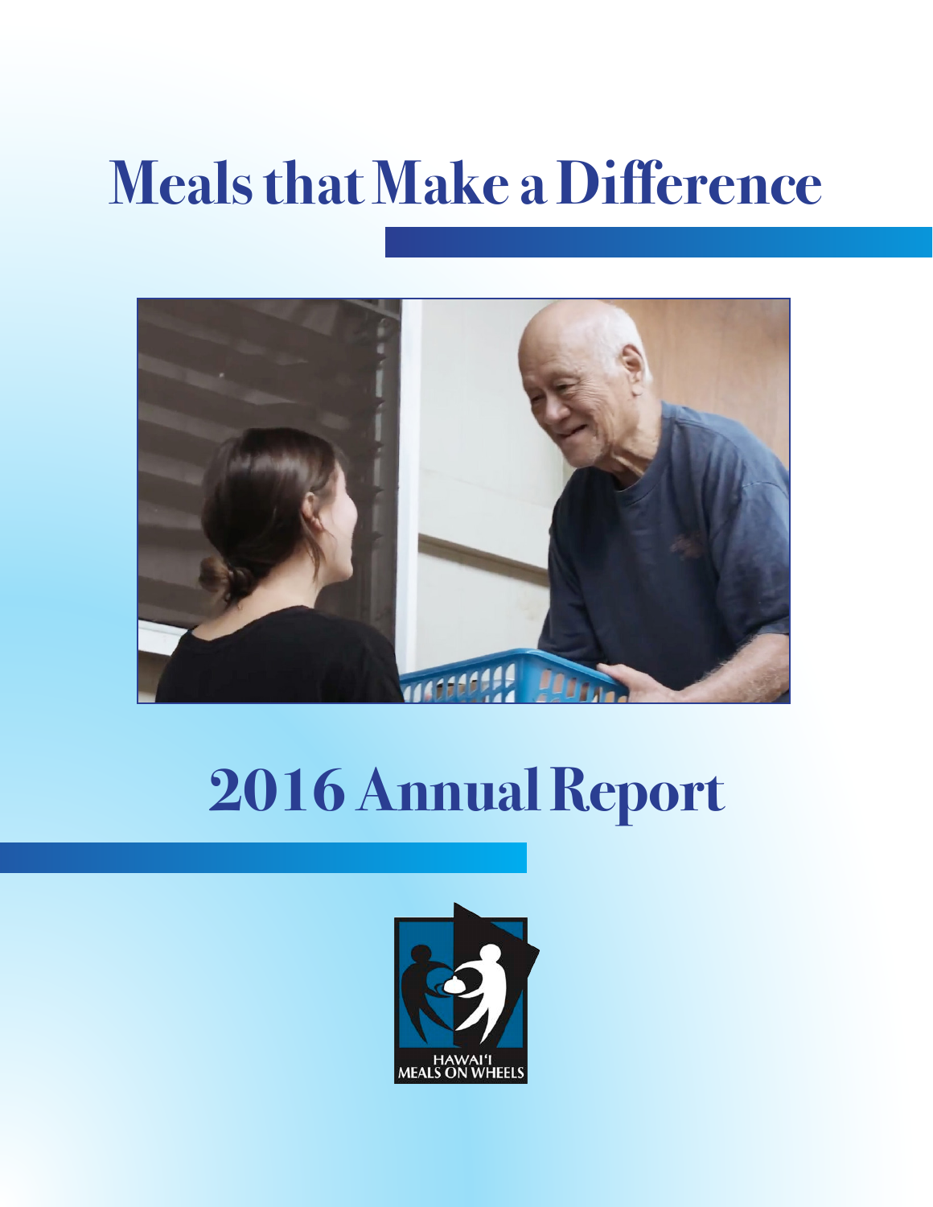# Meals that Make a Difference

# 2016 Annual Report

HAWAI'I MEALS ON WHEELS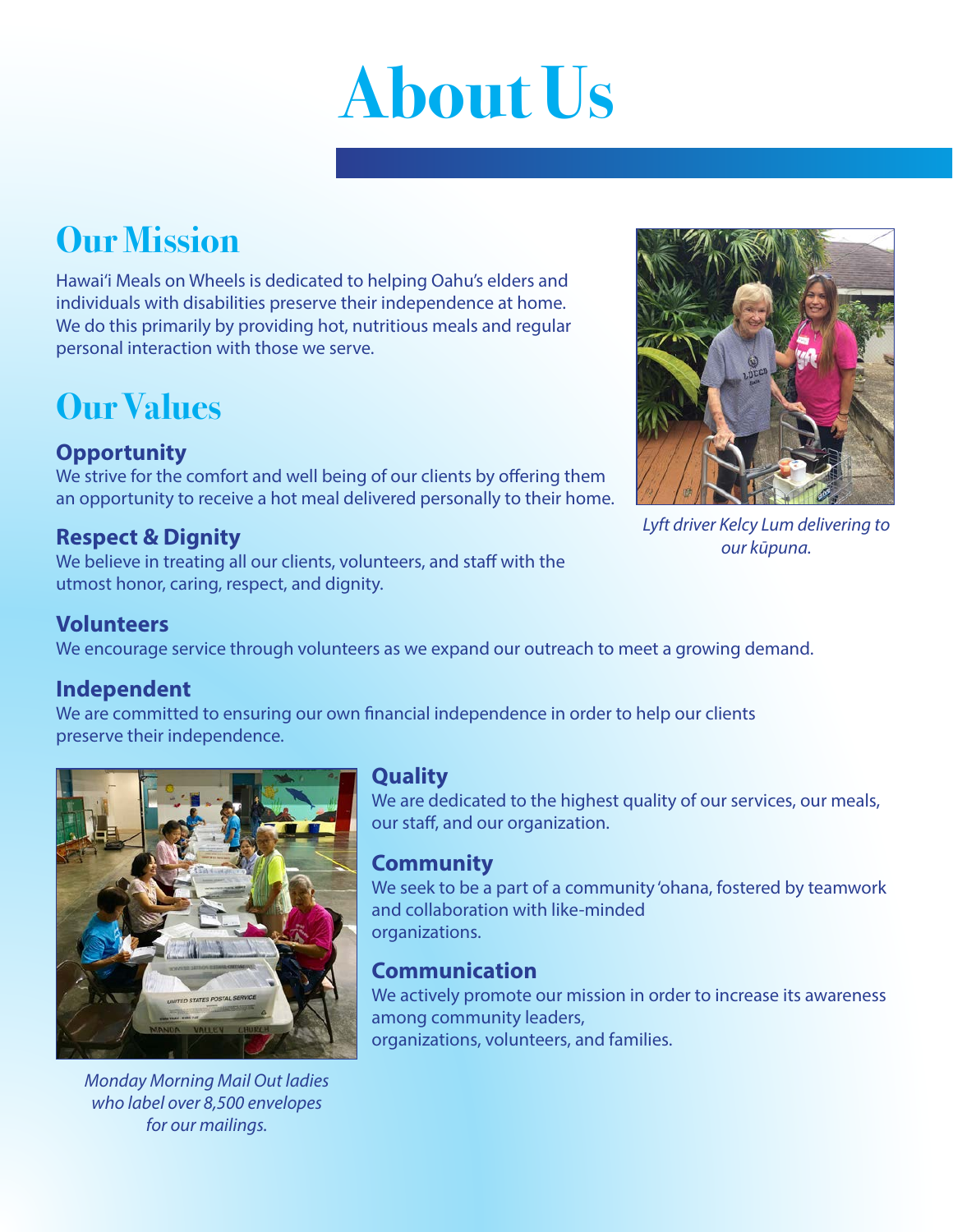# About Us

## Our Mission

Hawai'i Meals on Wheels is dedicated to helping Oahu's elders and individuals with disabilities preserve their independence at home. We do this primarily by providing hot, nutritious meals and regular personal interaction with those we serve.

*Lyft driver Kelcy Lum delivering to our kūpuna.*

## Our Values

### Opportunity

We strive for the comfort and well being of our clients by offering them an opportunity to receive a hot meal delivered personally to their home.

### Respect & Dignity

We believe in treating all our clients, volunteers, and staff with the utmost honor, caring, respect, and dignity.

### Volunteers

We encourage service through volunteers as we expand our outreach to meet a growing demand.

### Independent

We are committed to ensuring our own financial independence in order to help our clients preserve their independence.

### Quality

We are dedicated to the highest quality of our services, our meals, our staff, and our organization.

### Community

We seek to be a part of a community 'ohana, fostered by teamwork and collaboration with like-minded organizations.

### Communication

We actively promote our mission in order to increase its awareness among community leaders, organizations, volunteers, and families.

*Monday Morning Mail Out ladies who label over 8,500 envelopes for our mailings.*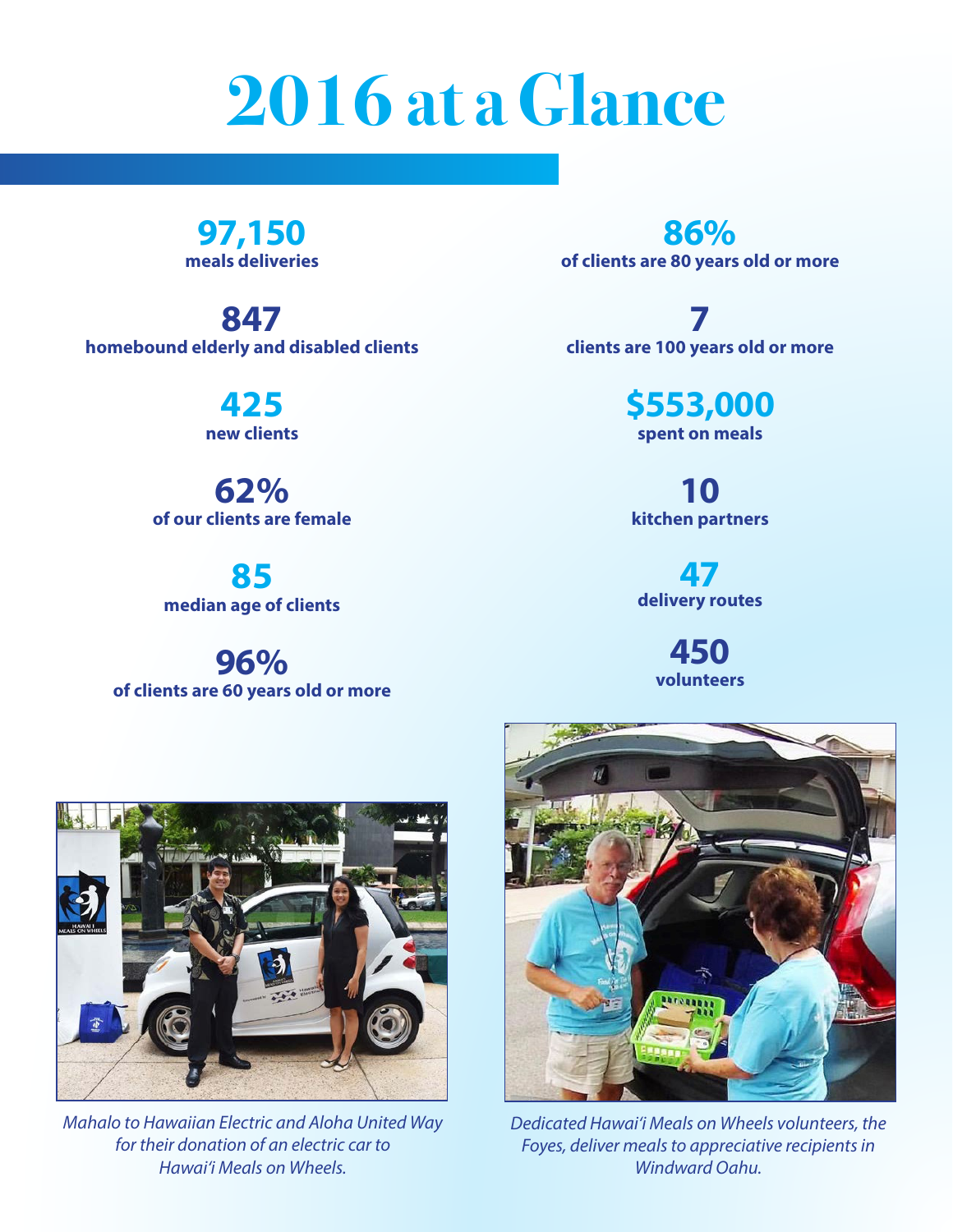# 2016 at a Glance

**97,150**
**meals deliveries**

**847**
**homebound elderly and disabled clients**

**425**
**new clients**

**62%**
**of our clients are female**

**85**
**median age of clients**

**96%**
**of clients are 60 years old or more**

**86%**
**of clients are 80 years old or more**

**7**
**clients are 100 years old or more**

**$553,000**
**spent on meals**

**10**
**kitchen partners**

**47**
**delivery routes**

**450**
**volunteers**

*Mahalo to Hawaiian Electric and Aloha United Way for their donation of an electric car to Hawai'i Meals on Wheels.*

*Dedicated Hawai'i Meals on Wheels volunteers, the Foyes, deliver meals to appreciative recipients in Windward Oahu.*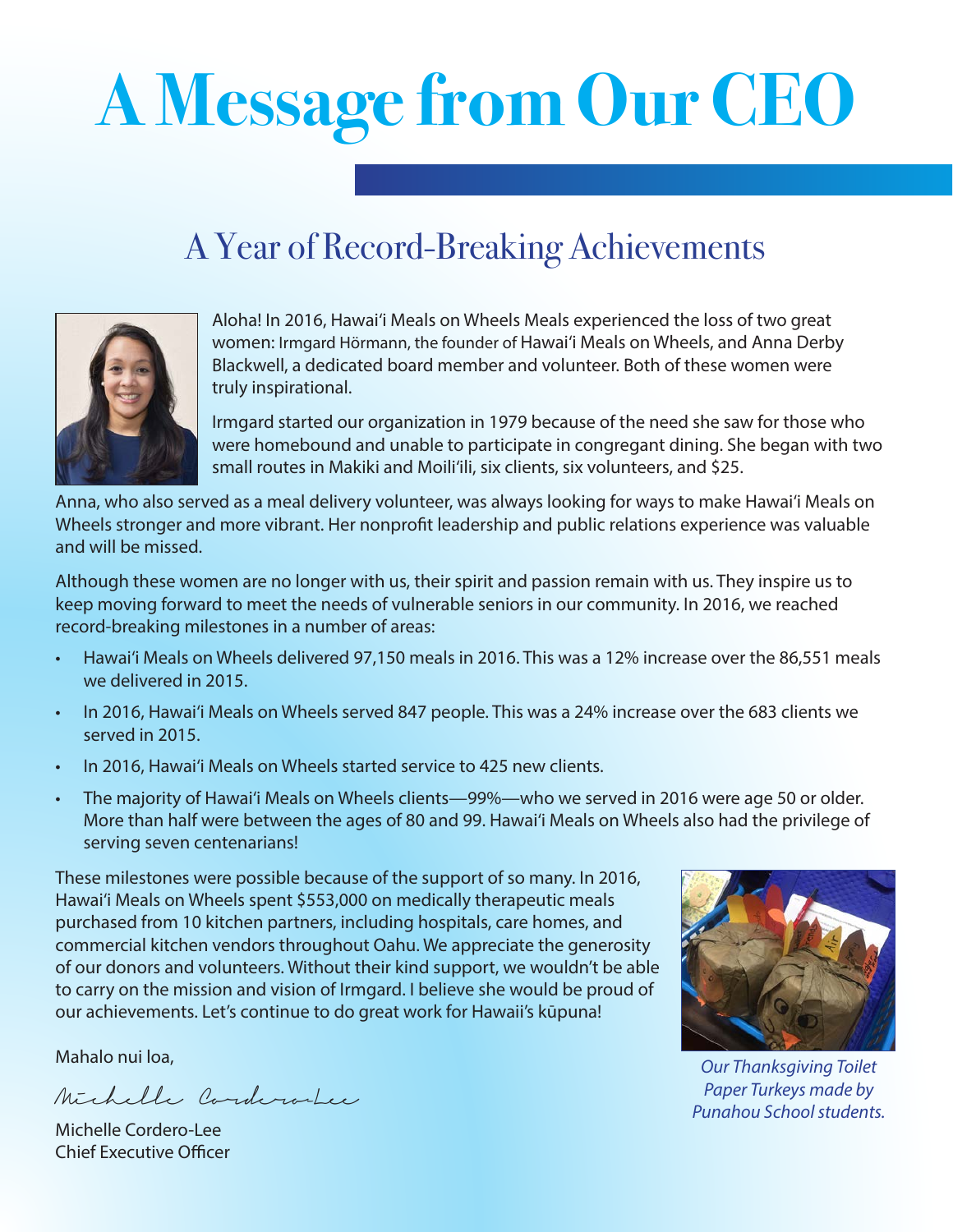# A Message from Our CEO

## A Year of Record-Breaking Achievements

Aloha! In 2016, Hawai'i Meals on Wheels Meals experienced the loss of two great women: Irmgard Hörmann, the founder of Hawai'i Meals on Wheels, and Anna Derby Blackwell, a dedicated board member and volunteer. Both of these women were truly inspirational.

Irmgard started our organization in 1979 because of the need she saw for those who were homebound and unable to participate in congregant dining. She began with two small routes in Makiki and Moili'ili, six clients, six volunteers, and $25.

Anna, who also served as a meal delivery volunteer, was always looking for ways to make Hawai'i Meals on Wheels stronger and more vibrant. Her nonprofit leadership and public relations experience was valuable and will be missed.

Although these women are no longer with us, their spirit and passion remain with us. They inspire us to keep moving forward to meet the needs of vulnerable seniors in our community. In 2016, we reached record-breaking milestones in a number of areas:

- Hawai'i Meals on Wheels delivered 97,150 meals in 2016. This was a 12% increase over the 86,551 meals we delivered in 2015.
- In 2016, Hawai'i Meals on Wheels served 847 people. This was a 24% increase over the 683 clients we served in 2015.
- In 2016, Hawai'i Meals on Wheels started service to 425 new clients.
- The majority of Hawai'i Meals on Wheels clients—99%—who we served in 2016 were age 50 or older. More than half were between the ages of 80 and 99. Hawai'i Meals on Wheels also had the privilege of serving seven centenarians!

These milestones were possible because of the support of so many. In 2016, Hawai'i Meals on Wheels spent $553,000 on medically therapeutic meals purchased from 10 kitchen partners, including hospitals, care homes, and commercial kitchen vendors throughout Oahu. We appreciate the generosity of our donors and volunteers. Without their kind support, we wouldn't be able to carry on the mission and vision of Irmgard. I believe she would be proud of our achievements. Let's continue to do great work for Hawaii's kūpuna!

*Our Thanksgiving Toilet Paper Turkeys made by Punahou School students.*

Mahalo nui loa,

Michelle Cordero-Lee
Chief Executive Officer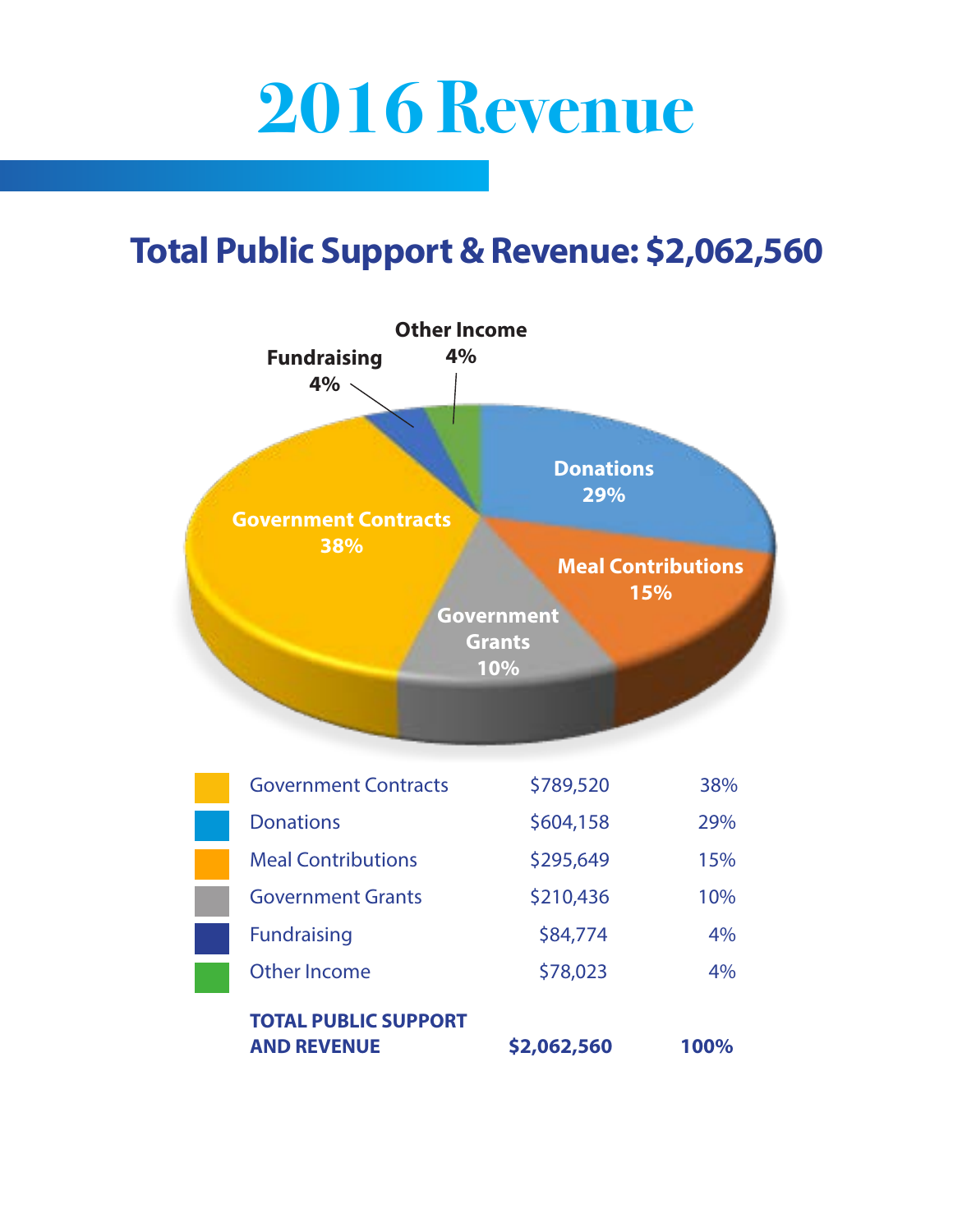# 2016 Revenue

## Total Public Support & Revenue: $2,062,560

| Category | Amount | Percent |
|---|---|---|
| Government Contracts | $789,520 | 38% |
| Donations | $604,158 | 29% |
| Meal Contributions | $295,649 | 15% |
| Government Grants | $210,436 | 10% |
| Fundraising | $84,774 | 4% |
| Other Income | $78,023 | 4% |
| **TOTAL PUBLIC SUPPORT AND REVENUE** | **$2,062,560** | **100%** |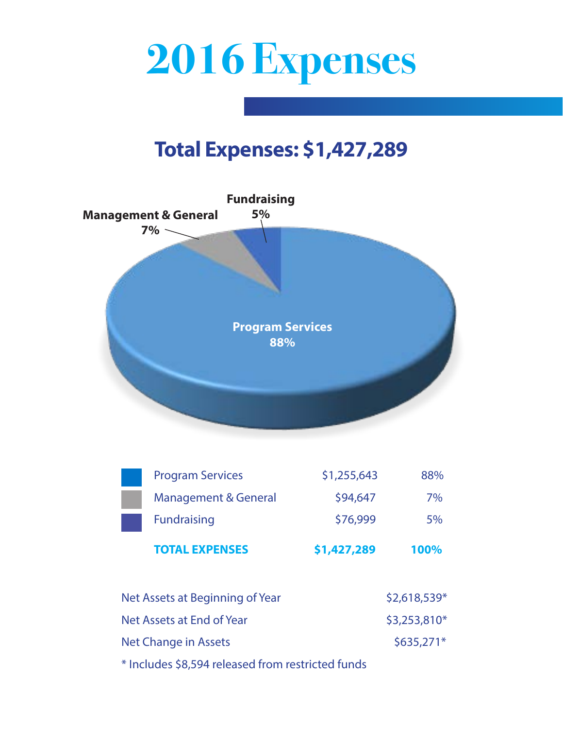# 2016 Expenses

## Total Expenses: $1,427,289

| | | |
|---|---|---|
| Program Services | $1,255,643 | 88% |
| Management & General | $94,647 | 7% |
| Fundraising | $76,999 | 5% |
| **TOTAL EXPENSES** | **$1,427,289** | **100%** |

| | |
|---|---|
| Net Assets at Beginning of Year | $2,618,539* |
| Net Assets at End of Year | $3,253,810* |
| Net Change in Assets | $635,271* |

* Includes $8,594 released from restricted funds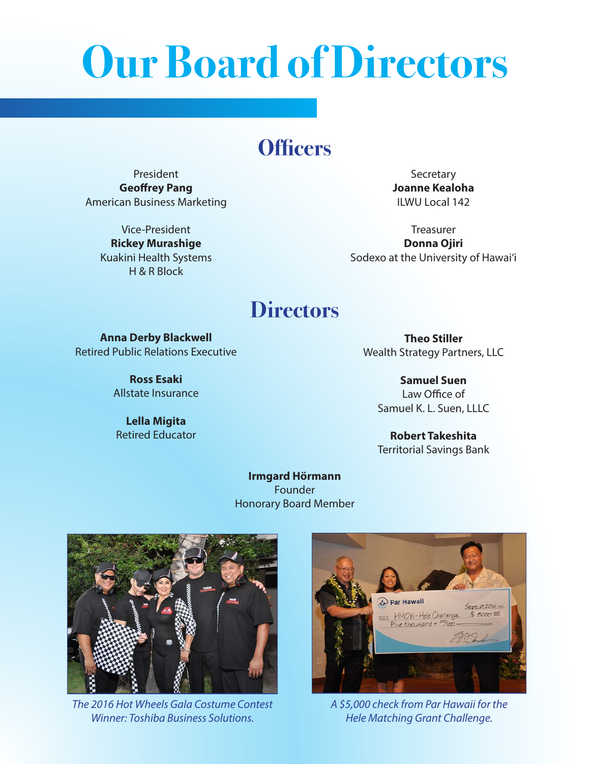# Our Board of Directors

## Officers

President
**Geoffrey Pang**
American Business Marketing

Vice-President
**Rickey Murashige**
Kuakini Health Systems
H & R Block

Secretary
**Joanne Kealoha**
ILWU Local 142

Treasurer
**Donna Ojiri**
Sodexo at the University of Hawai'i

## Directors

**Anna Derby Blackwell**
Retired Public Relations Executive

**Ross Esaki**
Allstate Insurance

**Lella Migita**
Retired Educator

**Theo Stiller**
Wealth Strategy Partners, LLC

**Samuel Suen**
Law Office of
Samuel K. L. Suen, LLLC

**Robert Takeshita**
Territorial Savings Bank

**Irmgard Hörmann**
Founder
Honorary Board Member

*The 2016 Hot Wheels Gala Costume Contest Winner: Toshiba Business Solutions.*

*A $5,000 check from Par Hawaii for the Hele Matching Grant Challenge.*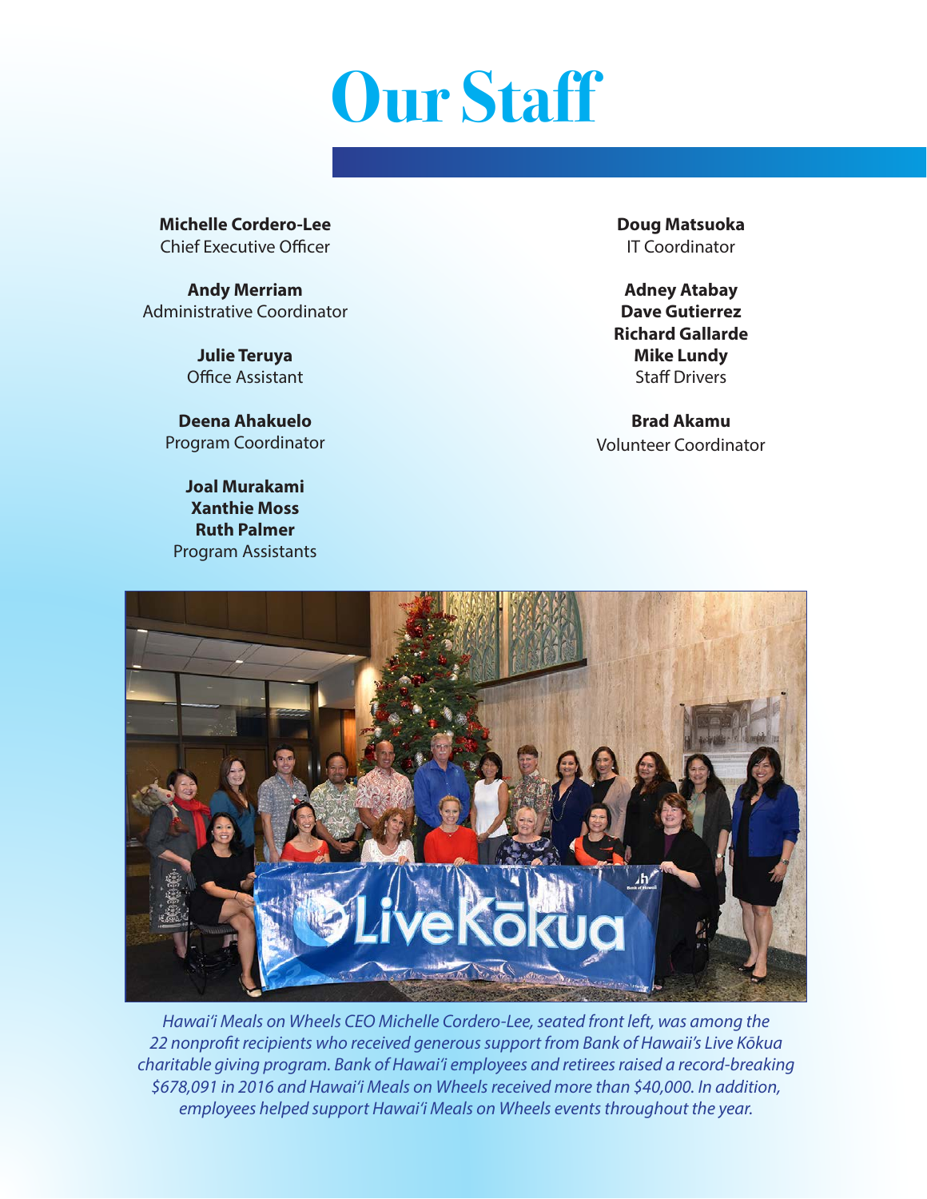# Our Staff

**Michelle Cordero-Lee**
Chief Executive Officer

**Andy Merriam**
Administrative Coordinator

**Julie Teruya**
Office Assistant

**Deena Ahakuelo**
Program Coordinator

**Joal Murakami**
**Xanthie Moss**
**Ruth Palmer**
Program Assistants

**Doug Matsuoka**
IT Coordinator

**Adney Atabay**
**Dave Gutierrez**
**Richard Gallarde**
**Mike Lundy**
Staff Drivers

**Brad Akamu**
Volunteer Coordinator

*Hawai'i Meals on Wheels CEO Michelle Cordero-Lee, seated front left, was among the 22 nonprofit recipients who received generous support from Bank of Hawaii's Live Kōkua charitable giving program. Bank of Hawai'i employees and retirees raised a record-breaking $678,091 in 2016 and Hawai'i Meals on Wheels received more than $40,000. In addition, employees helped support Hawai'i Meals on Wheels events throughout the year.*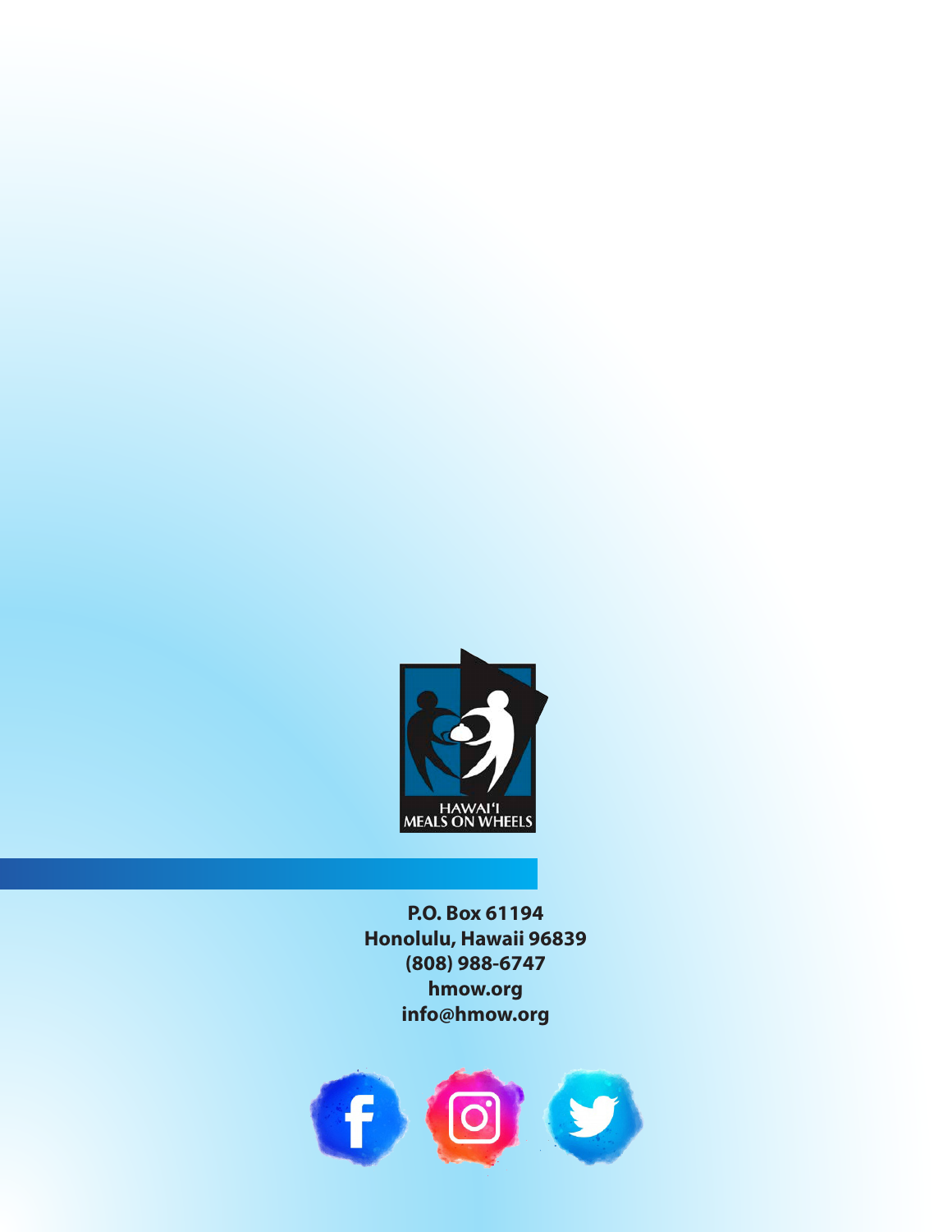HAWAI'I
MEALS ON WHEELS

**P.O. Box 61194**
**Honolulu, Hawaii 96839**
**(808) 988-6747**
**hmow.org**
**info@hmow.org**